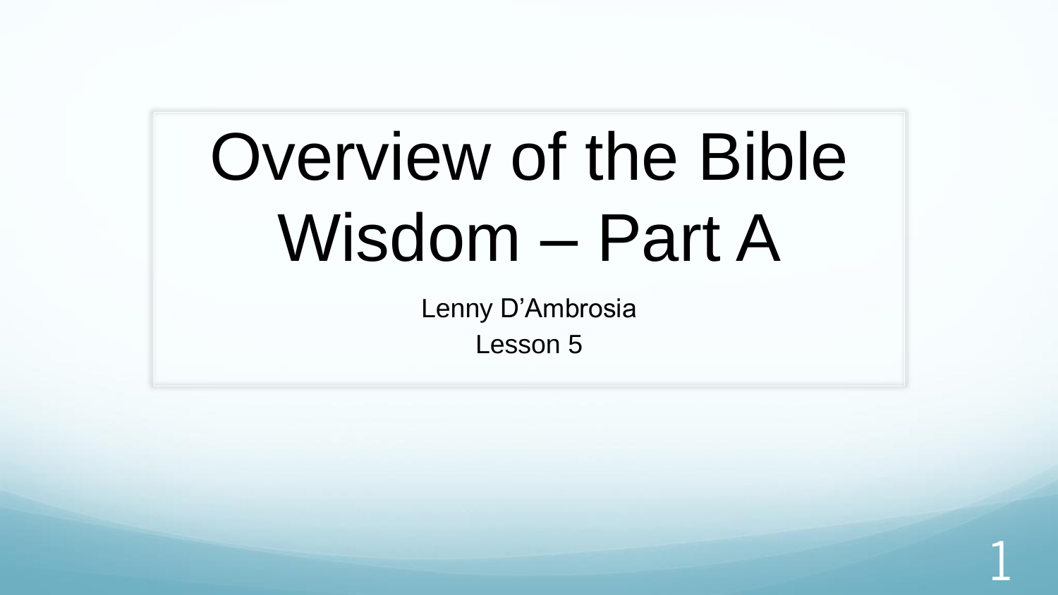# Overview of the Bible Wisdom – Part A

Lenny D'Ambrosia

Lesson 5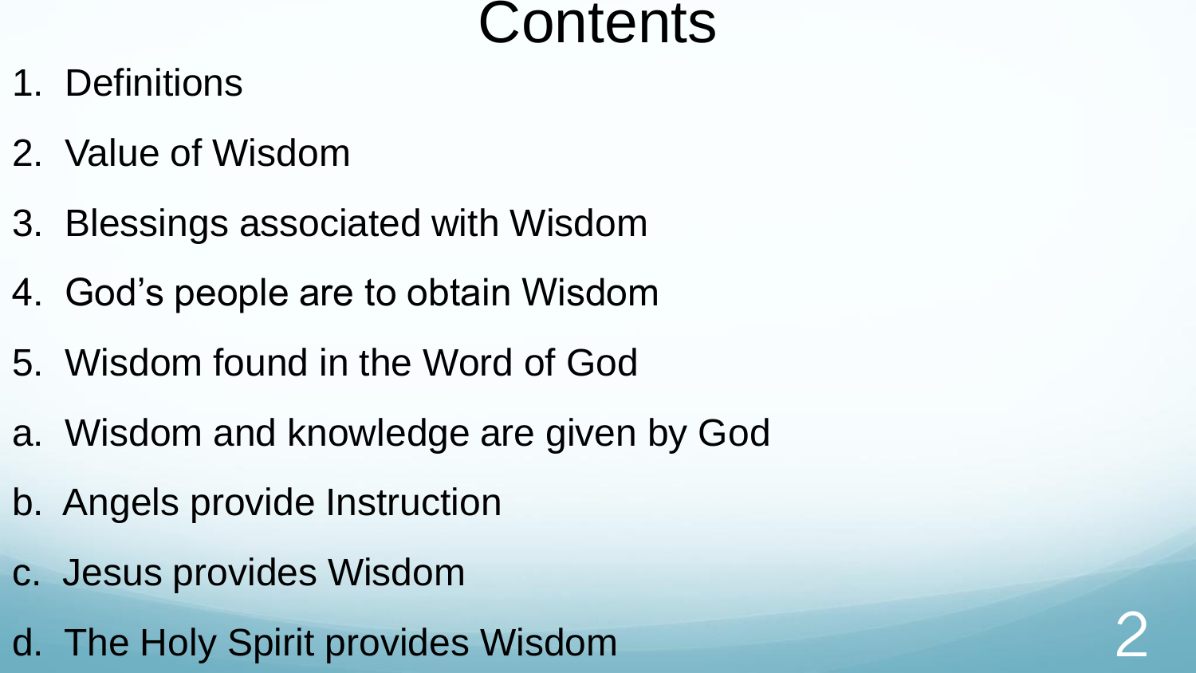# Contents

1. Definitions
2. Value of Wisdom
3. Blessings associated with Wisdom
4. God's people are to obtain Wisdom
5. Wisdom found in the Word of God

a. Wisdom and knowledge are given by God

b. Angels provide Instruction

c. Jesus provides Wisdom

d. The Holy Spirit provides Wisdom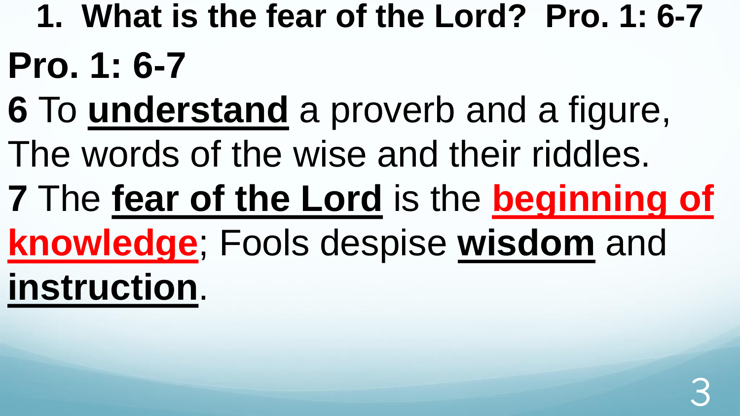## 1. What is the fear of the Lord? Pro. 1: 6-7

**Pro. 1: 6-7**

**6** To **understand** a proverb and a figure,
The words of the wise and their riddles.

**7** The **fear of the Lord** is the **beginning of knowledge**; Fools despise **wisdom** and **instruction**.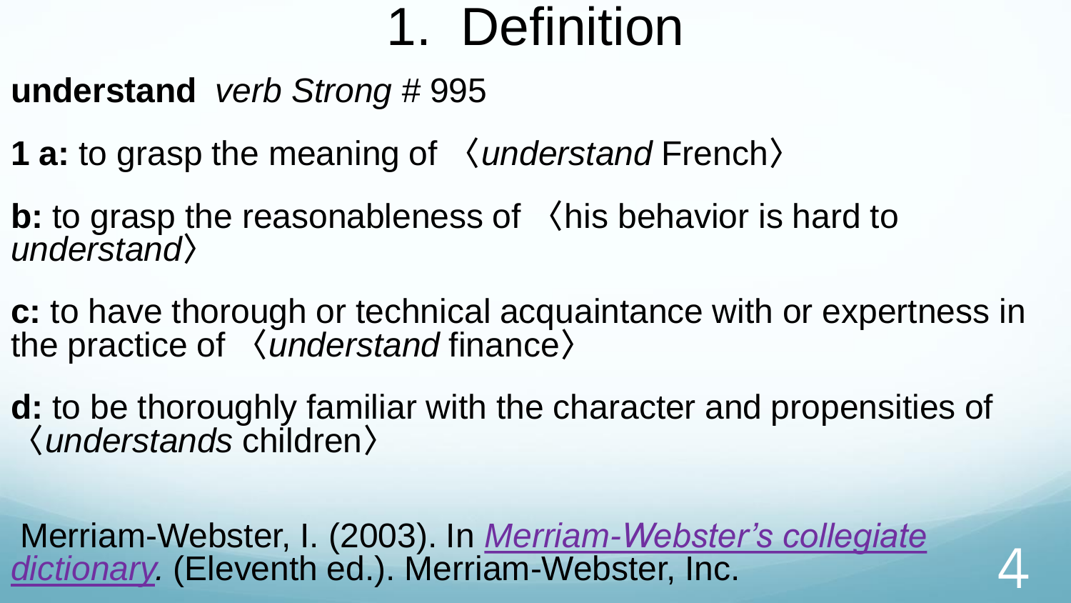# 1. Definition

**understand** *verb Strong* # 995

**1 a:** to grasp the meaning of 〈*understand* French〉

**b:** to grasp the reasonableness of 〈his behavior is hard to *understand*〉

**c:** to have thorough or technical acquaintance with or expertness in the practice of 〈*understand* finance〉

**d:** to be thoroughly familiar with the character and propensities of 〈*understands* children〉

Merriam-Webster, I. (2003). In *Merriam-Webster's collegiate dictionary.* (Eleventh ed.). Merriam-Webster, Inc.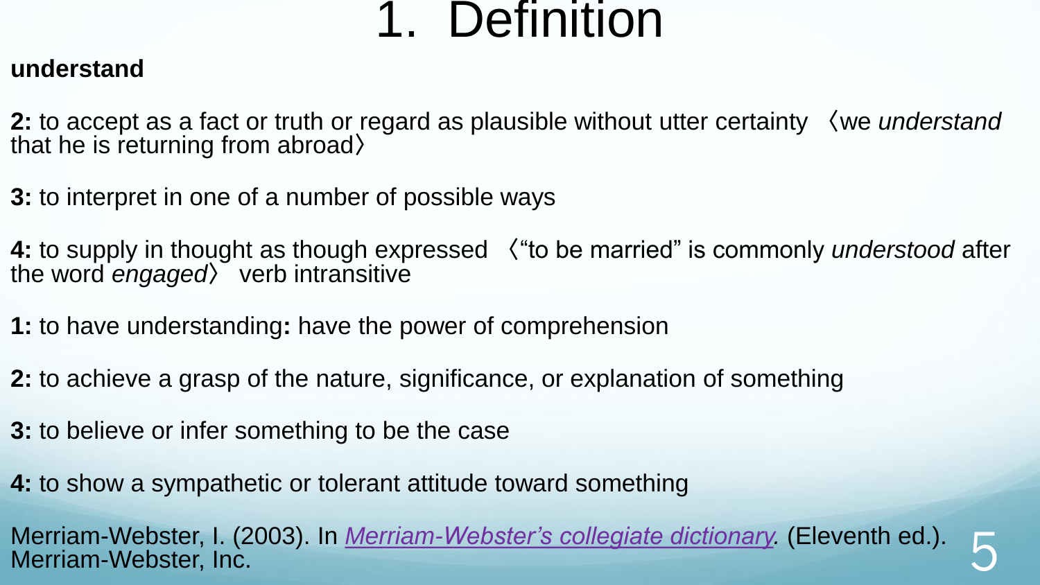# 1. Definition

**understand**

**2:** to accept as a fact or truth or regard as plausible without utter certainty 〈we *understand* that he is returning from abroad〉

**3:** to interpret in one of a number of possible ways

**4:** to supply in thought as though expressed 〈"to be married" is commonly *understood* after the word *engaged*〉 verb intransitive

**1:** to have understanding**:** have the power of comprehension

**2:** to achieve a grasp of the nature, significance, or explanation of something

**3:** to believe or infer something to be the case

**4:** to show a sympathetic or tolerant attitude toward something

Merriam-Webster, I. (2003). In *Merriam-Webster's collegiate dictionary*. (Eleventh ed.). Merriam-Webster, Inc.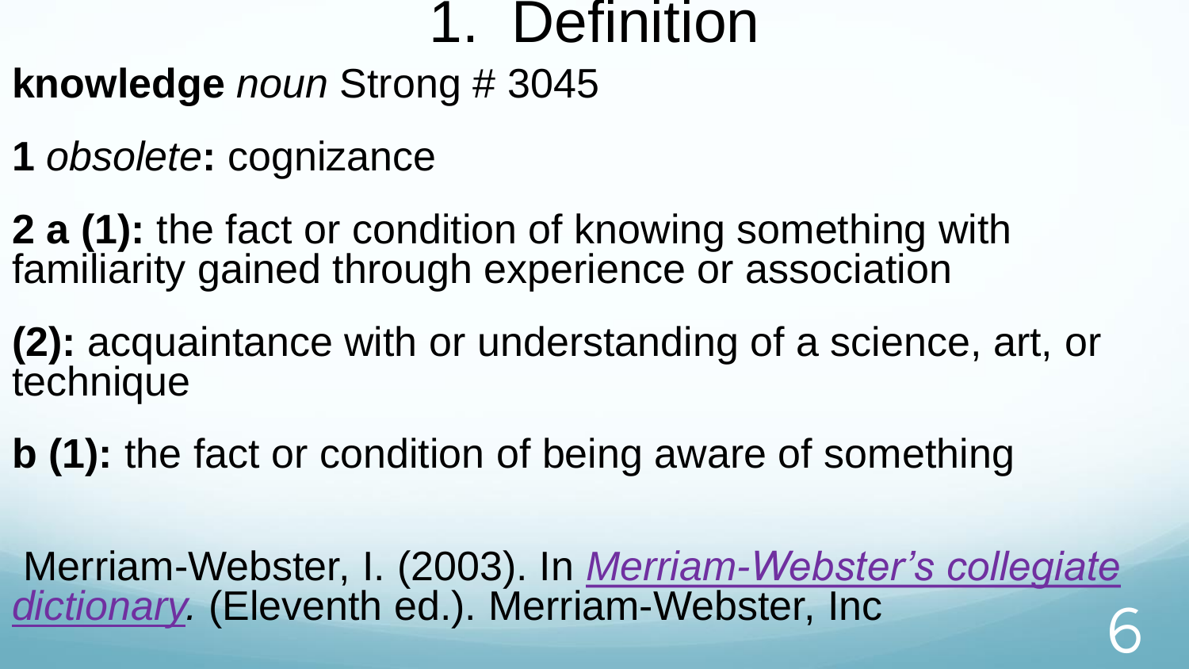# 1. Definition

**knowledge** *noun* Strong # 3045

**1** *obsolete***:** cognizance

**2 a (1):** the fact or condition of knowing something with familiarity gained through experience or association

**(2):** acquaintance with or understanding of a science, art, or technique

**b (1):** the fact or condition of being aware of something

Merriam-Webster, I. (2003). In *Merriam-Webster's collegiate dictionary.* (Eleventh ed.). Merriam-Webster, Inc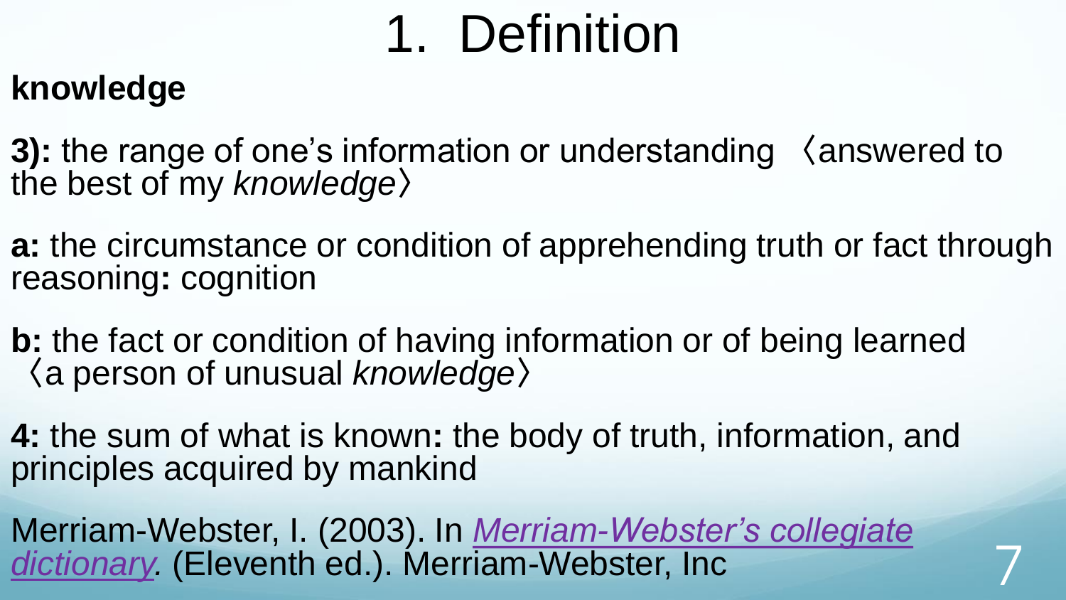# 1. Definition

**knowledge**

**3):** the range of one's information or understanding 〈answered to the best of my *knowledge*〉

**a:** the circumstance or condition of apprehending truth or fact through reasoning**:** cognition

**b:** the fact or condition of having information or of being learned 〈a person of unusual *knowledge*〉

**4:** the sum of what is known**:** the body of truth, information, and principles acquired by mankind

Merriam-Webster, I. (2003). In *Merriam-Webster's collegiate dictionary*. (Eleventh ed.). Merriam-Webster, Inc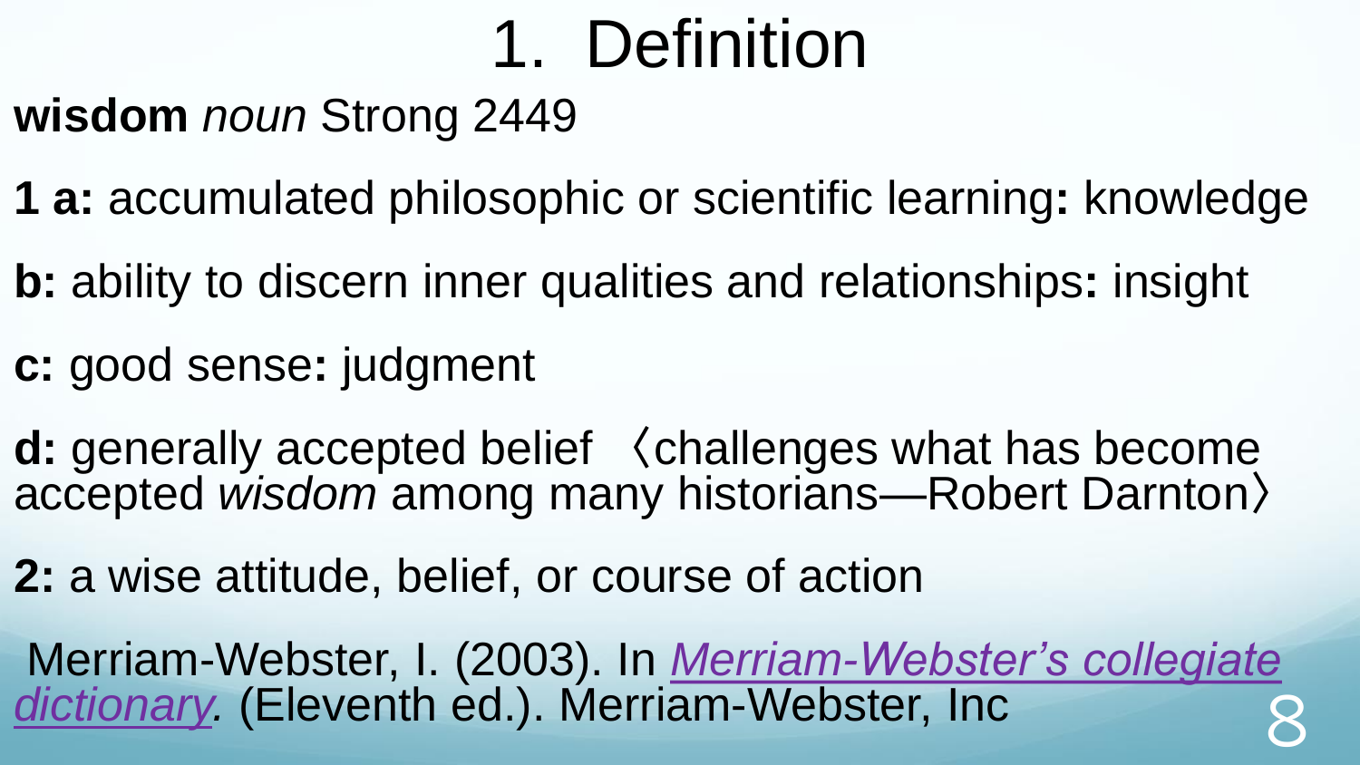# 1. Definition

**wisdom** *noun* Strong 2449

**1 a:** accumulated philosophic or scientific learning**:** knowledge

**b:** ability to discern inner qualities and relationships**:** insight

**c:** good sense**:** judgment

**d:** generally accepted belief 〈challenges what has become accepted *wisdom* among many historians—Robert Darnton〉

**2:** a wise attitude, belief, or course of action

Merriam-Webster, I. (2003). In *Merriam-Webster's collegiate dictionary.* (Eleventh ed.). Merriam-Webster, Inc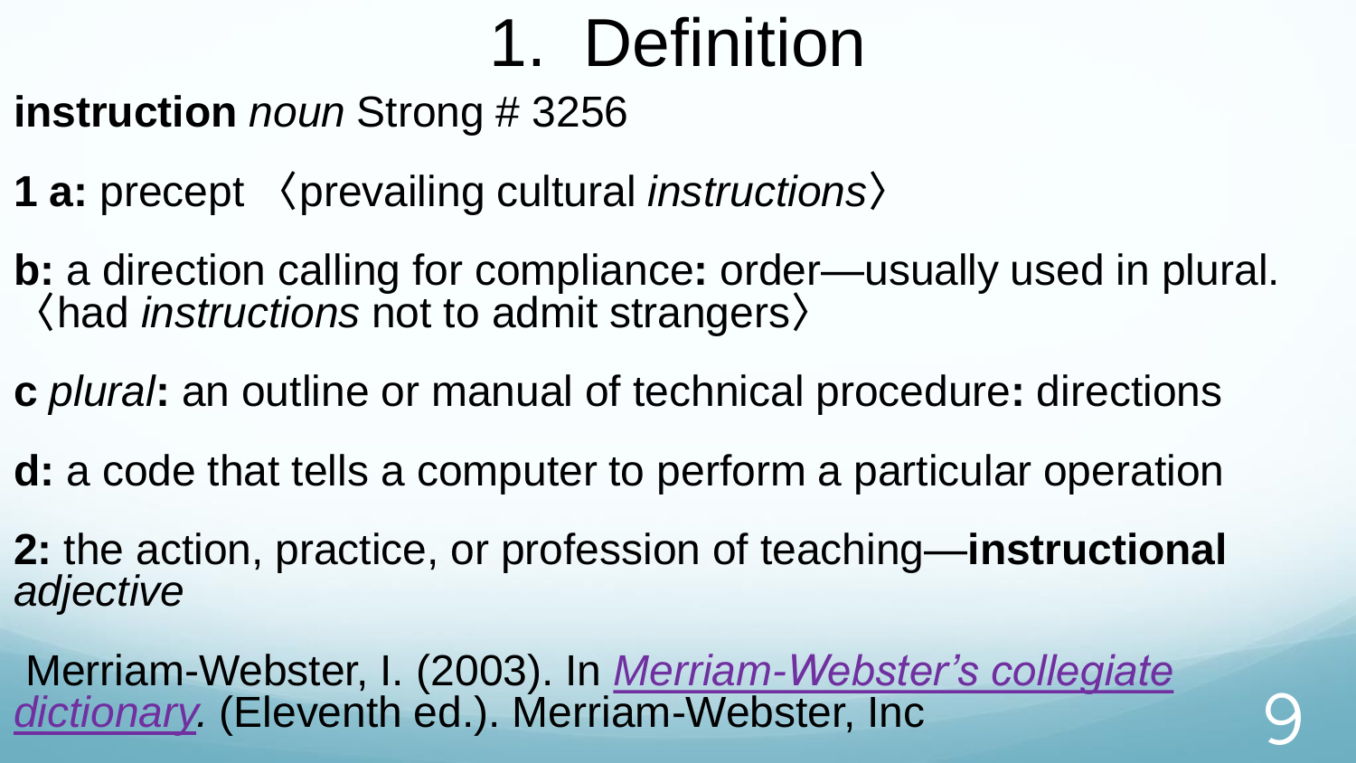# 1. Definition

**instruction** *noun* Strong # 3256

**1 a:** precept 〈prevailing cultural *instructions*〉

**b:** a direction calling for compliance**:** order—usually used in plural. 〈had *instructions* not to admit strangers〉

**c** *plural***:** an outline or manual of technical procedure**:** directions

**d:** a code that tells a computer to perform a particular operation

**2:** the action, practice, or profession of teaching—**instructional** *adjective*

Merriam-Webster, I. (2003). In *Merriam-Webster's collegiate dictionary.* (Eleventh ed.). Merriam-Webster, Inc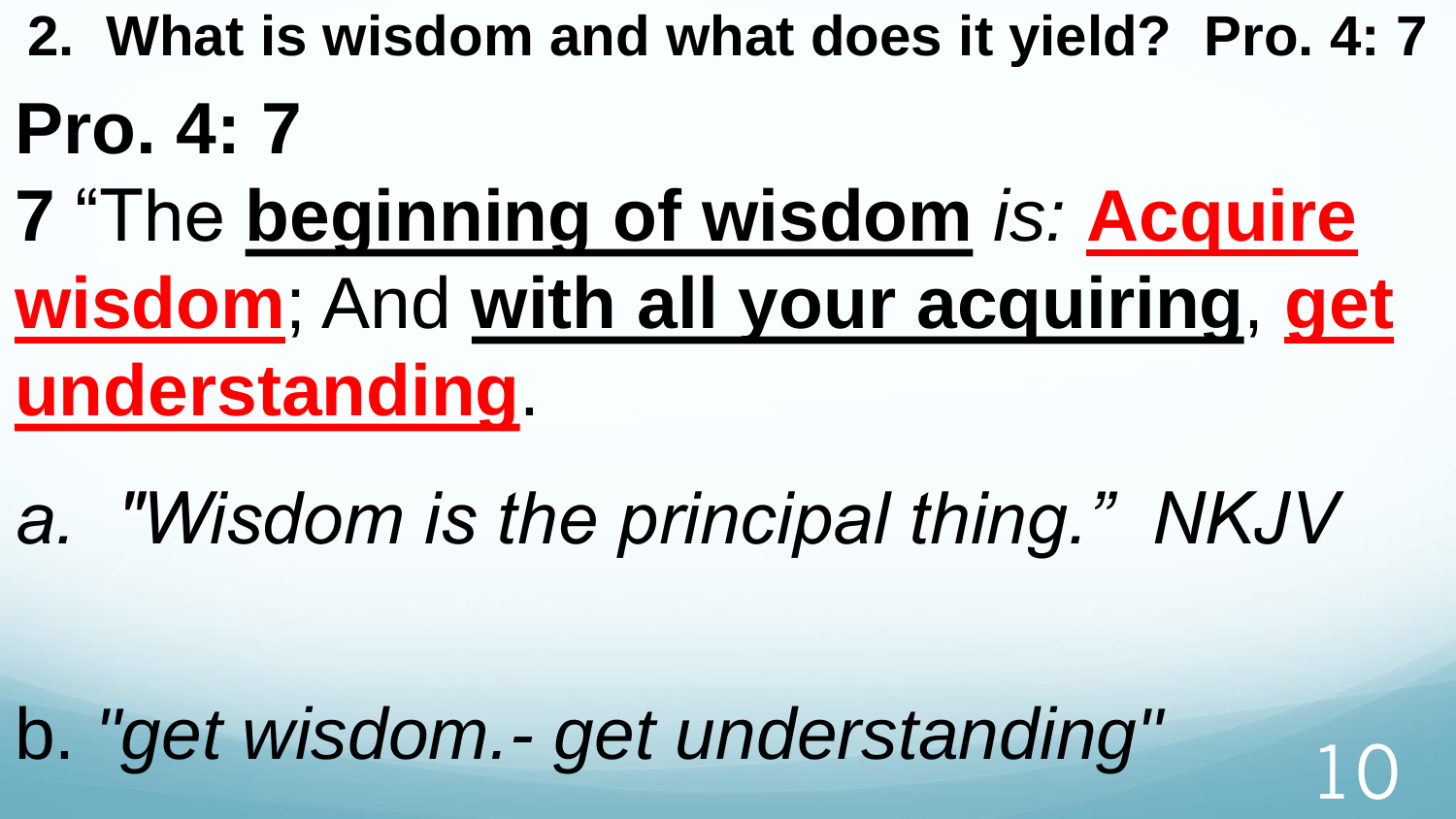**2. What is wisdom and what does it yield? Pro. 4: 7**

# Pro. 4: 7

**7** "The **beginning of wisdom** *is:* **Acquire wisdom**; And **with all your acquiring**, **get understanding**.

*a. "Wisdom is the principal thing." NKJV*

b. *"get wisdom.- get understanding"*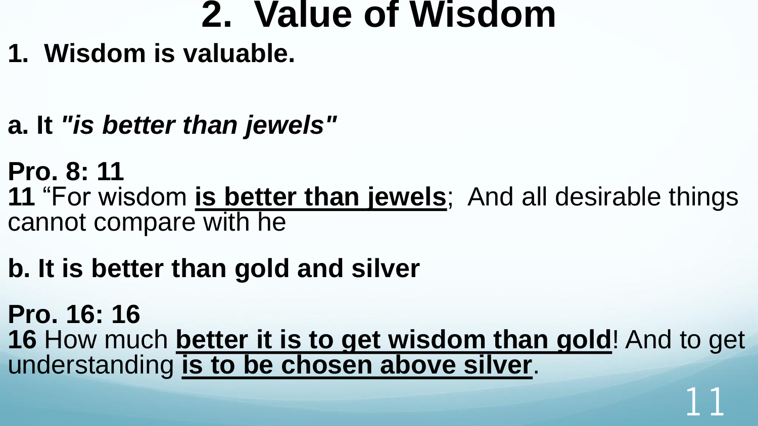# 2. Value of Wisdom

**1. Wisdom is valuable.**

**a. It *"is better than jewels"***

**Pro. 8: 11**
**11** "For wisdom **<u>is better than jewels</u>**; And all desirable things cannot compare with he

**b. It is better than gold and silver**

**Pro. 16: 16**
**16** How much **<u>better it is to get wisdom than gold</u>**! And to get understanding **<u>is to be chosen above silver</u>**.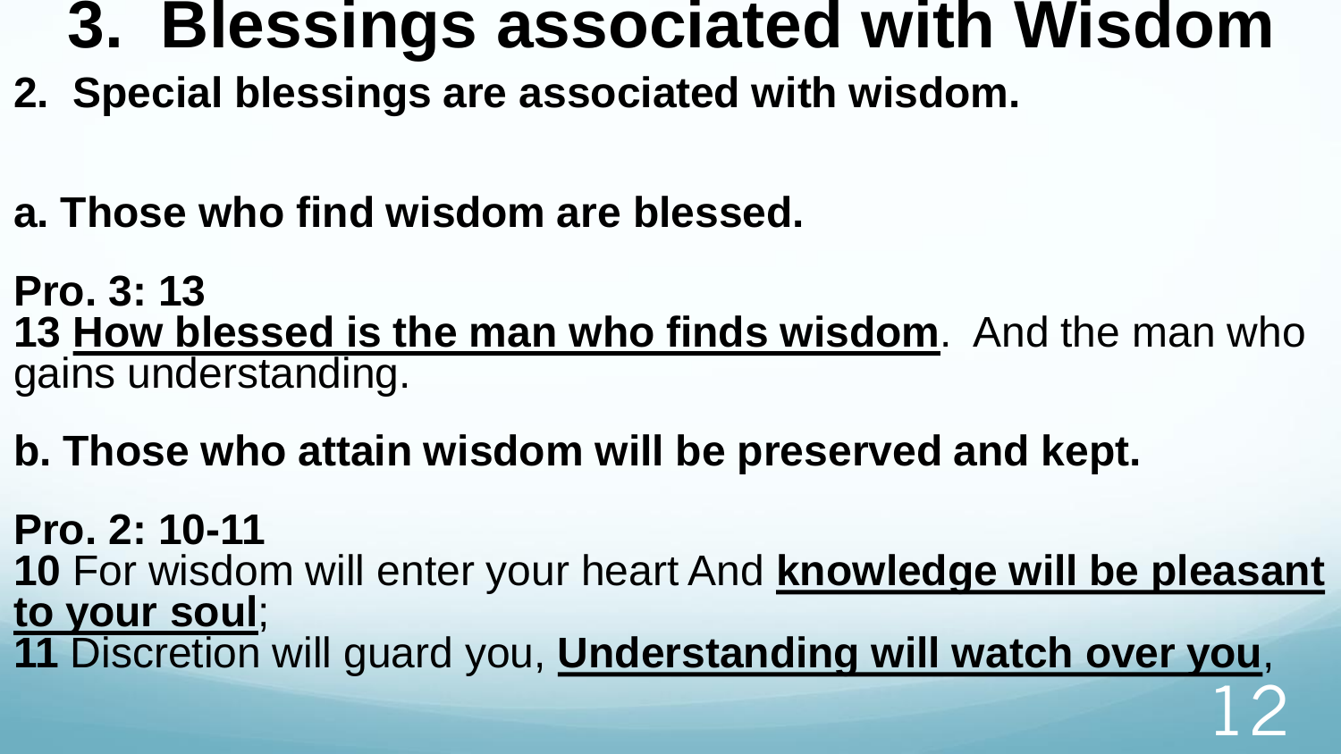# 3. Blessings associated with Wisdom

**2. Special blessings are associated with wisdom.**

**a. Those who find wisdom are blessed.**

**Pro. 3: 13**
**13 <u>How blessed is the man who finds wisdom</u>**. And the man who gains understanding.

**b. Those who attain wisdom will be preserved and kept.**

**Pro. 2: 10-11**
**10** For wisdom will enter your heart And **<u>knowledge will be pleasant to your soul</u>**;
**11** Discretion will guard you, **<u>Understanding will watch over you</u>**,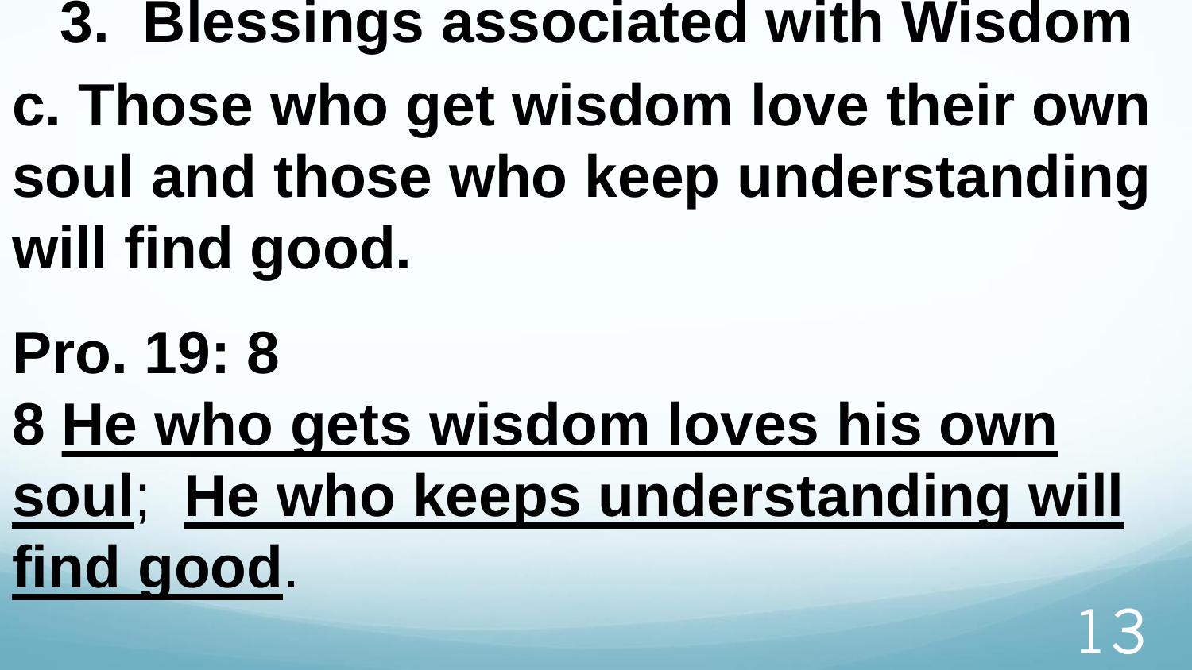## 3. Blessings associated with Wisdom

**c. Those who get wisdom love their own soul and those who keep understanding will find good.**

**Pro. 19: 8**

**8 <u>He who gets wisdom loves his own soul</u>; <u>He who keeps understanding will find good</u>.**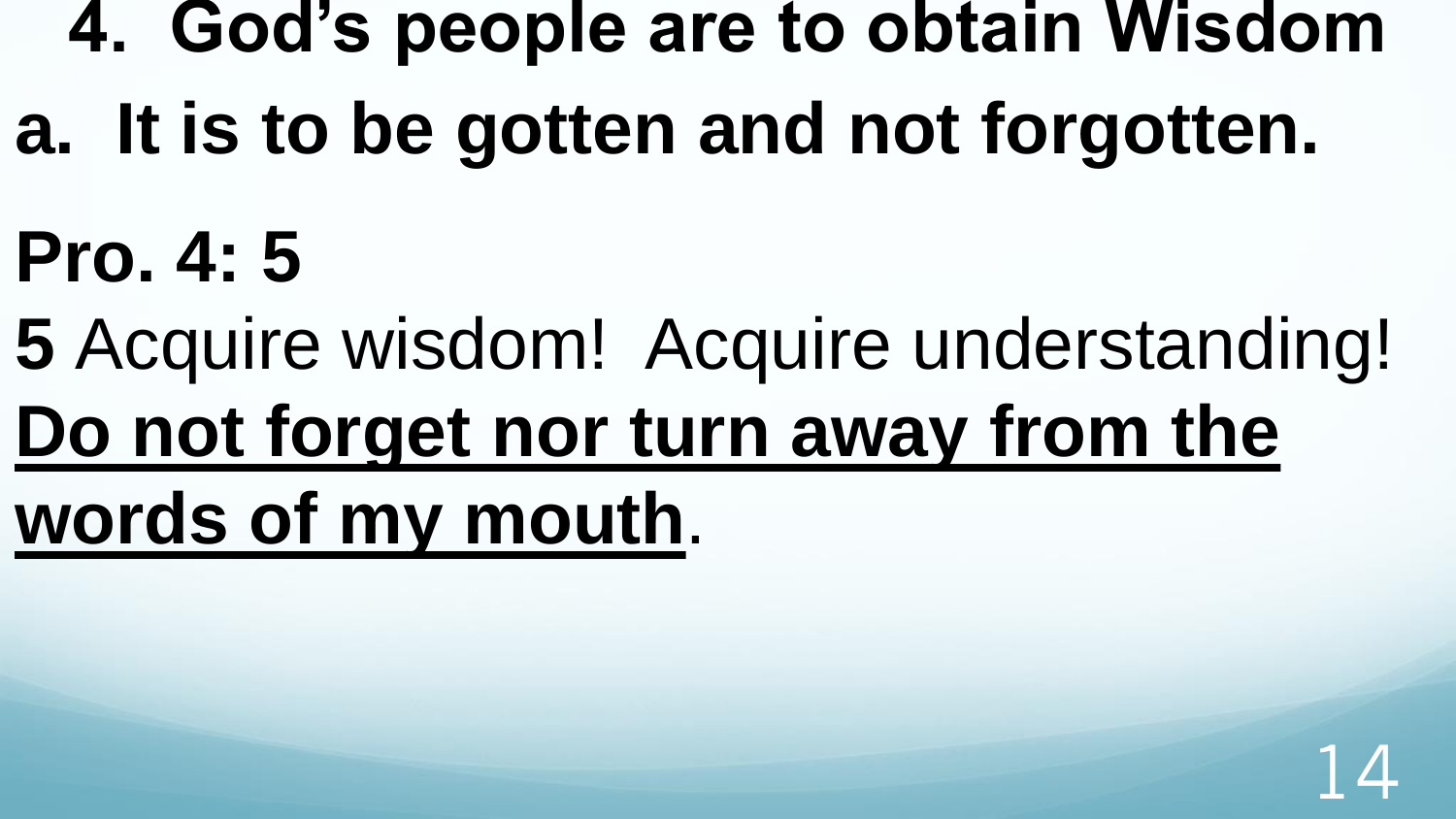## 4. God's people are to obtain Wisdom

### a. It is to be gotten and not forgotten.

**Pro. 4: 5**

**5** Acquire wisdom! Acquire understanding! **Do not forget nor turn away from the words of my mouth**.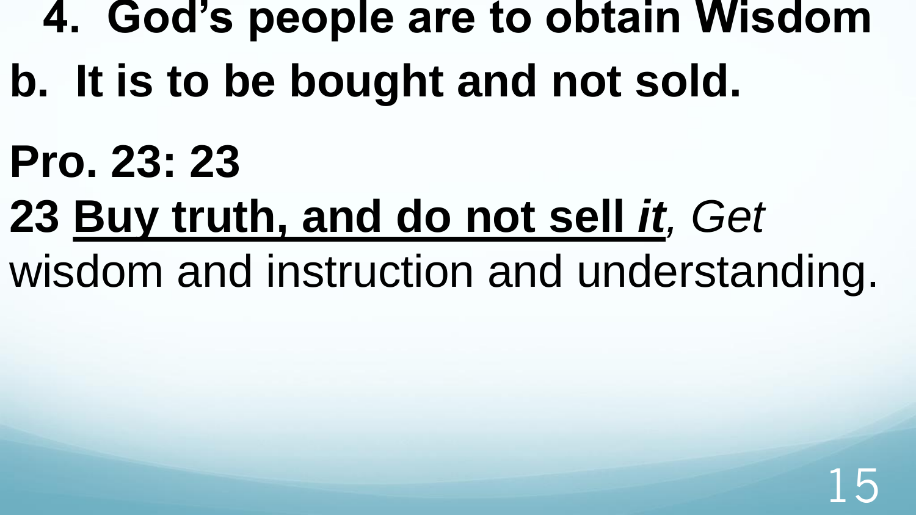## 4. God's people are to obtain Wisdom

## b. It is to be bought and not sold.

**Pro. 23: 23**

**23 <u>Buy truth, and do not sell *it*</u>**, *Get* wisdom and instruction and understanding.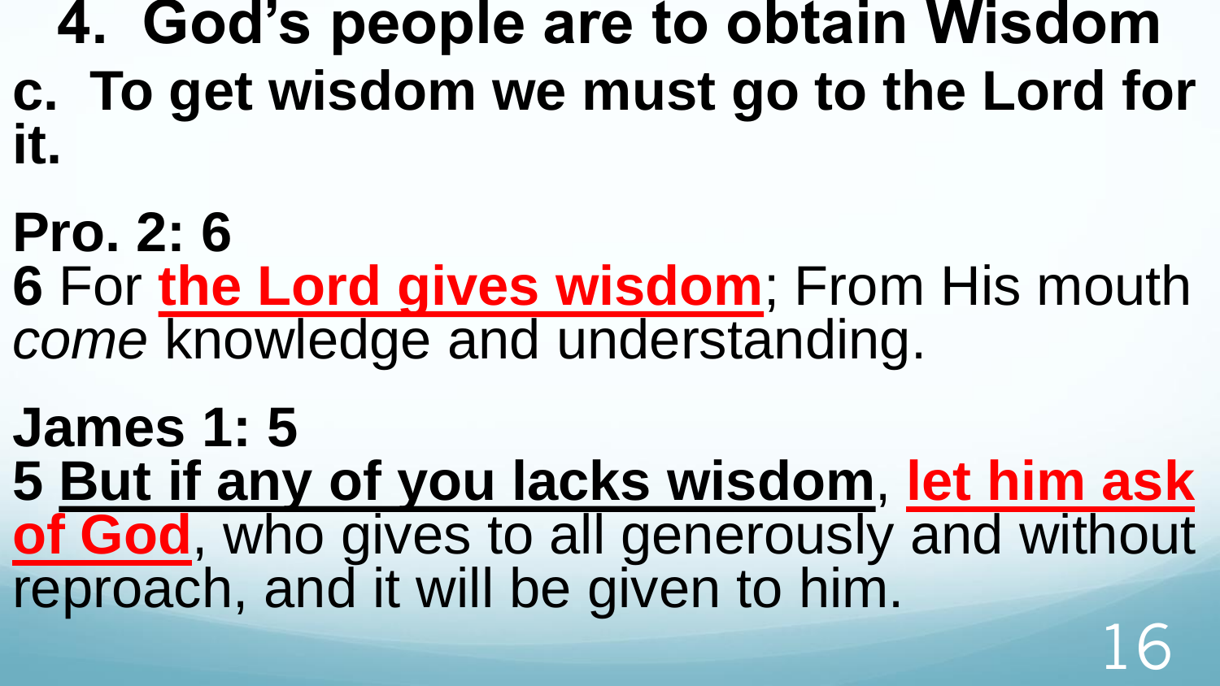# 4. God's people are to obtain Wisdom

## c. To get wisdom we must go to the Lord for it.

**Pro. 2: 6**

**6** For **the Lord gives wisdom**; From His mouth *come* knowledge and understanding.

**James 1: 5**

**5 But if any of you lacks wisdom**, **let him ask of God**, who gives to all generously and without reproach, and it will be given to him.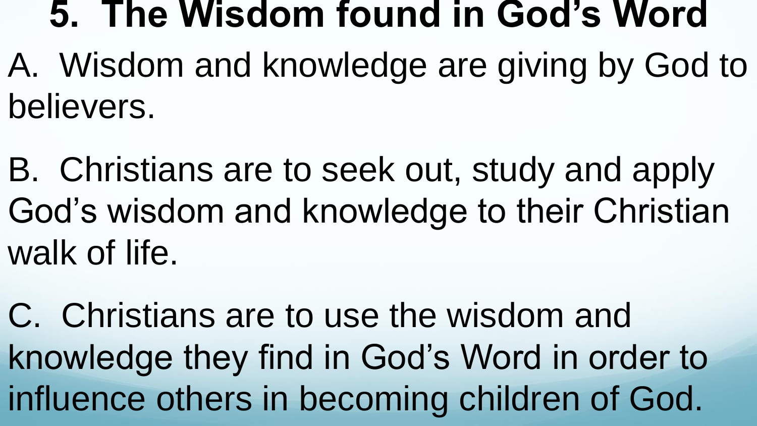# 5. The Wisdom found in God's Word

A. Wisdom and knowledge are giving by God to believers.

B. Christians are to seek out, study and apply God's wisdom and knowledge to their Christian walk of life.

C. Christians are to use the wisdom and knowledge they find in God's Word in order to influence others in becoming children of God.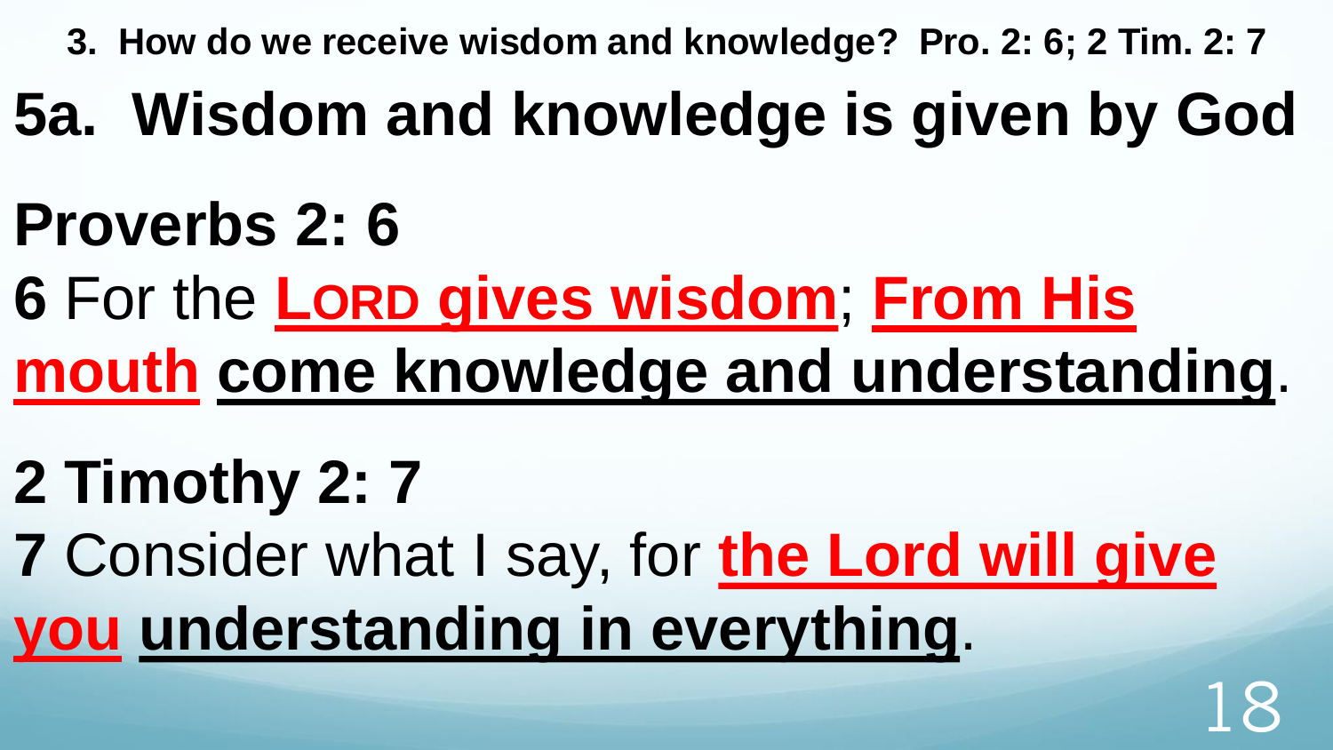**3. How do we receive wisdom and knowledge? Pro. 2: 6; 2 Tim. 2: 7**

# 5a. Wisdom and knowledge is given by God

## Proverbs 2: 6

**6** For the **LORD gives wisdom**; **From His mouth** **come knowledge and understanding**.

## 2 Timothy 2: 7

**7** Consider what I say, for **the Lord will give you** **understanding in everything**.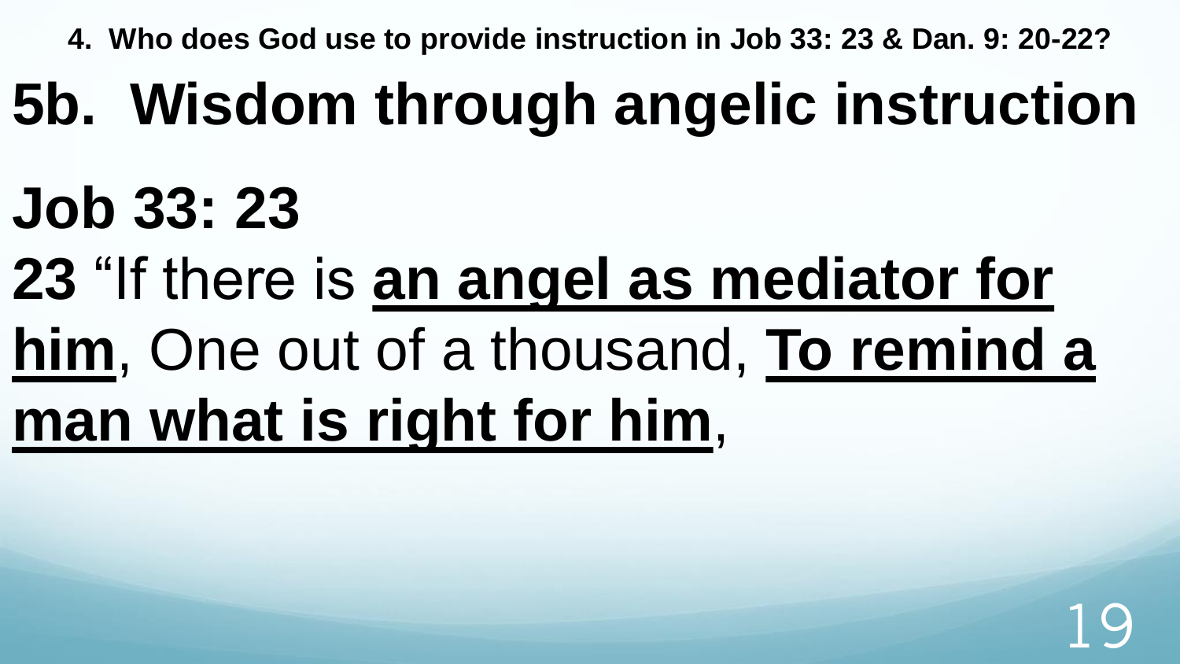**4. Who does God use to provide instruction in Job 33: 23 & Dan. 9: 20-22?**

# 5b. Wisdom through angelic instruction

## Job 33: 23

**23** “If there is **an angel as mediator for him**, One out of a thousand, **To remind a man what is right for him**,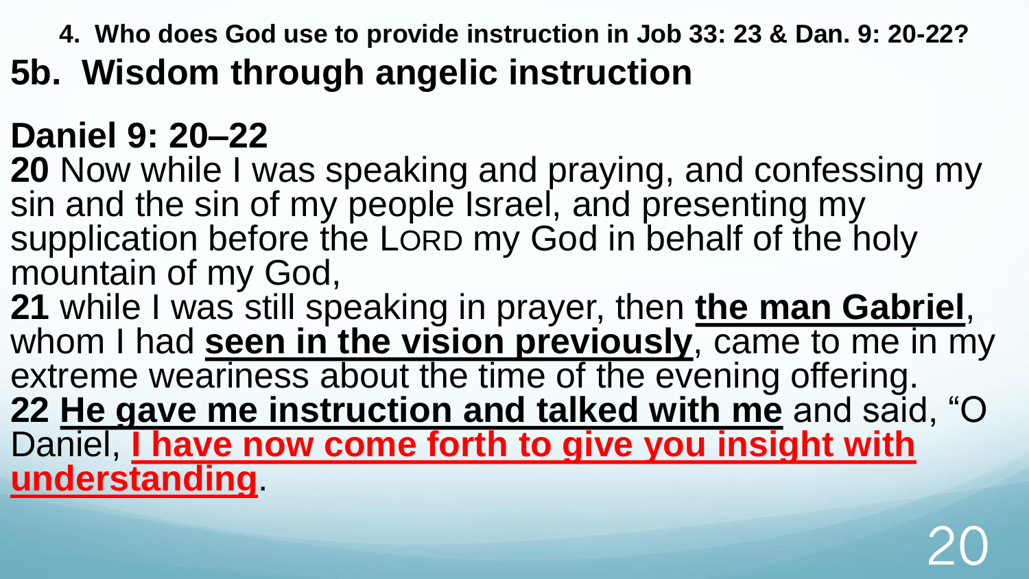**4. Who does God use to provide instruction in Job 33: 23 & Dan. 9: 20-22?**

# 5b. Wisdom through angelic instruction

## Daniel 9: 20–22

**20** Now while I was speaking and praying, and confessing my sin and the sin of my people Israel, and presenting my supplication before the LORD my God in behalf of the holy mountain of my God,
**21** while I was still speaking in prayer, then **the man Gabriel**, whom I had **seen in the vision previously**, came to me in my extreme weariness about the time of the evening offering.
**22** **He gave me instruction and talked with me** and said, "O Daniel, **I have now come forth to give you insight with understanding**.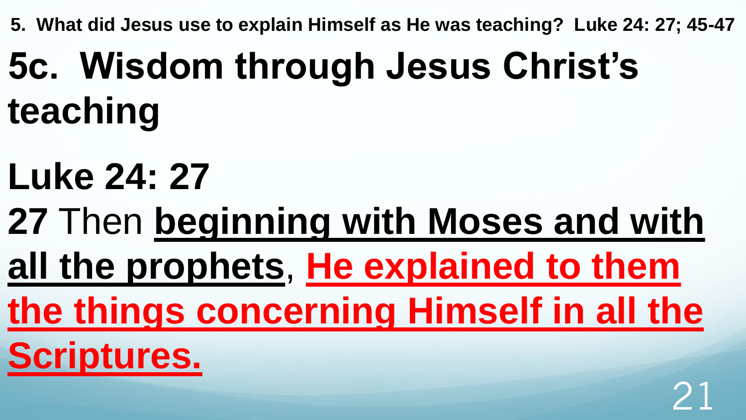**5. What did Jesus use to explain Himself as He was teaching? Luke 24: 27; 45-47**

# 5c. Wisdom through Jesus Christ's teaching

## Luke 24: 27

**27** Then **beginning with Moses and with all the prophets**, **He explained to them the things concerning Himself in all the Scriptures.**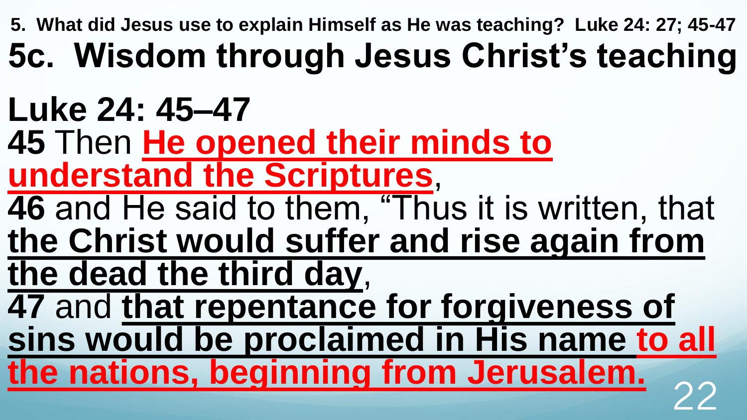**5. What did Jesus use to explain Himself as He was teaching? Luke 24: 27; 45-47**

# 5c. Wisdom through Jesus Christ's teaching

**Luke 24: 45–47**

**45** Then **He opened their minds to understand the Scriptures**,

**46** and He said to them, "Thus it is written, that **the Christ would suffer and rise again from the dead the third day**,

**47** and **that repentance for forgiveness of sins would be proclaimed in His name to all the nations, beginning from Jerusalem.**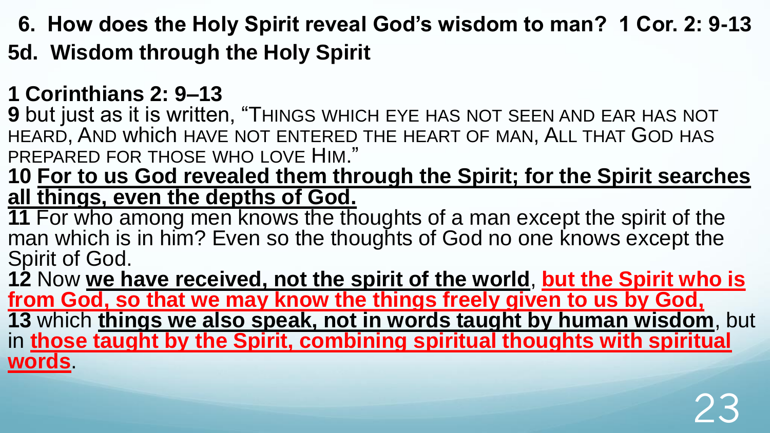## 6. How does the Holy Spirit reveal God's wisdom to man? 1 Cor. 2: 9-13

## 5d. Wisdom through the Holy Spirit

**1 Corinthians 2: 9–13**

**9** but just as it is written, "THINGS WHICH EYE HAS NOT SEEN AND EAR HAS NOT HEARD, AND which HAVE NOT ENTERED THE HEART OF MAN, ALL THAT GOD HAS PREPARED FOR THOSE WHO LOVE HIM."

**10** **For to us God revealed them through the Spirit; for the Spirit searches all things, even the depths of God.**

**11** For who among men knows the thoughts of a man except the spirit of the man which is in him? Even so the thoughts of God no one knows except the Spirit of God.

**12** Now **we have received, not the spirit of the world**, **but the Spirit who is from God, so that we may know the things freely given to us by God,**

**13** which **things we also speak, not in words taught by human wisdom**, but in **those taught by the Spirit, combining spiritual thoughts with spiritual words**.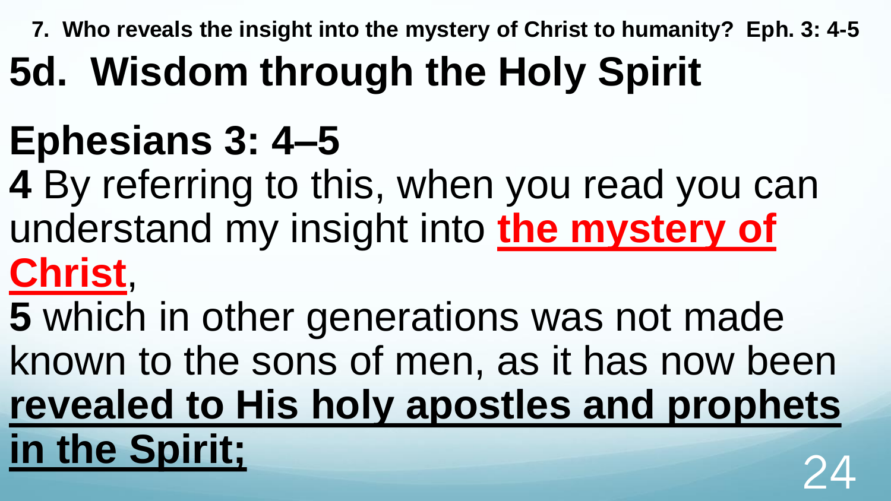**7. Who reveals the insight into the mystery of Christ to humanity? Eph. 3: 4-5**

# 5d. Wisdom through the Holy Spirit

## Ephesians 3: 4–5

**4** By referring to this, when you read you can understand my insight into **the mystery of Christ**,

**5** which in other generations was not made known to the sons of men, as it has now been **revealed to His holy apostles and prophets in the Spirit;**